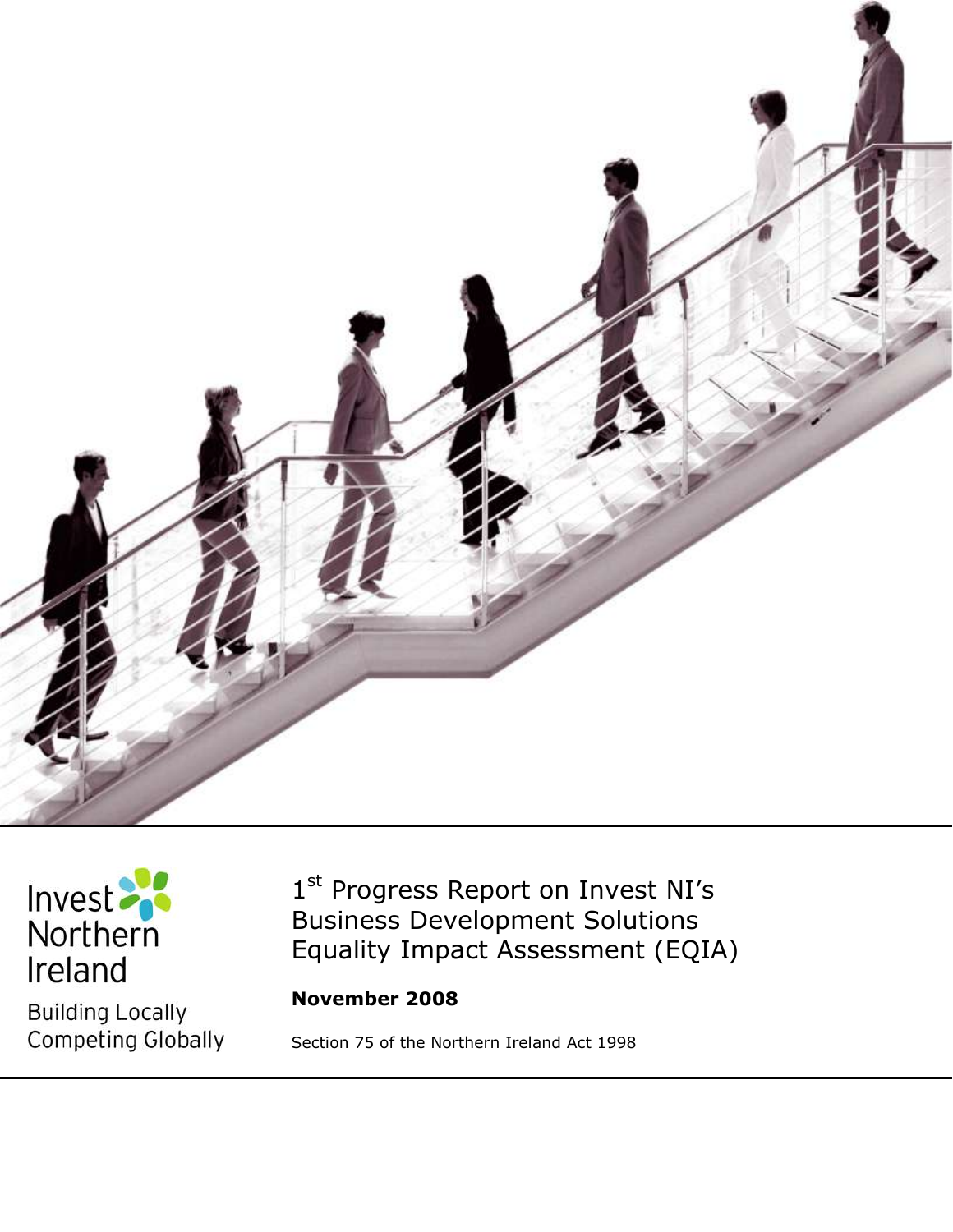Invest Northern Ireland

Building Locally
Competing Globally

# 1st Progress Report on Invest NI's Business Development Solutions Equality Impact Assessment (EQIA)

**November 2008**

Section 75 of the Northern Ireland Act 1998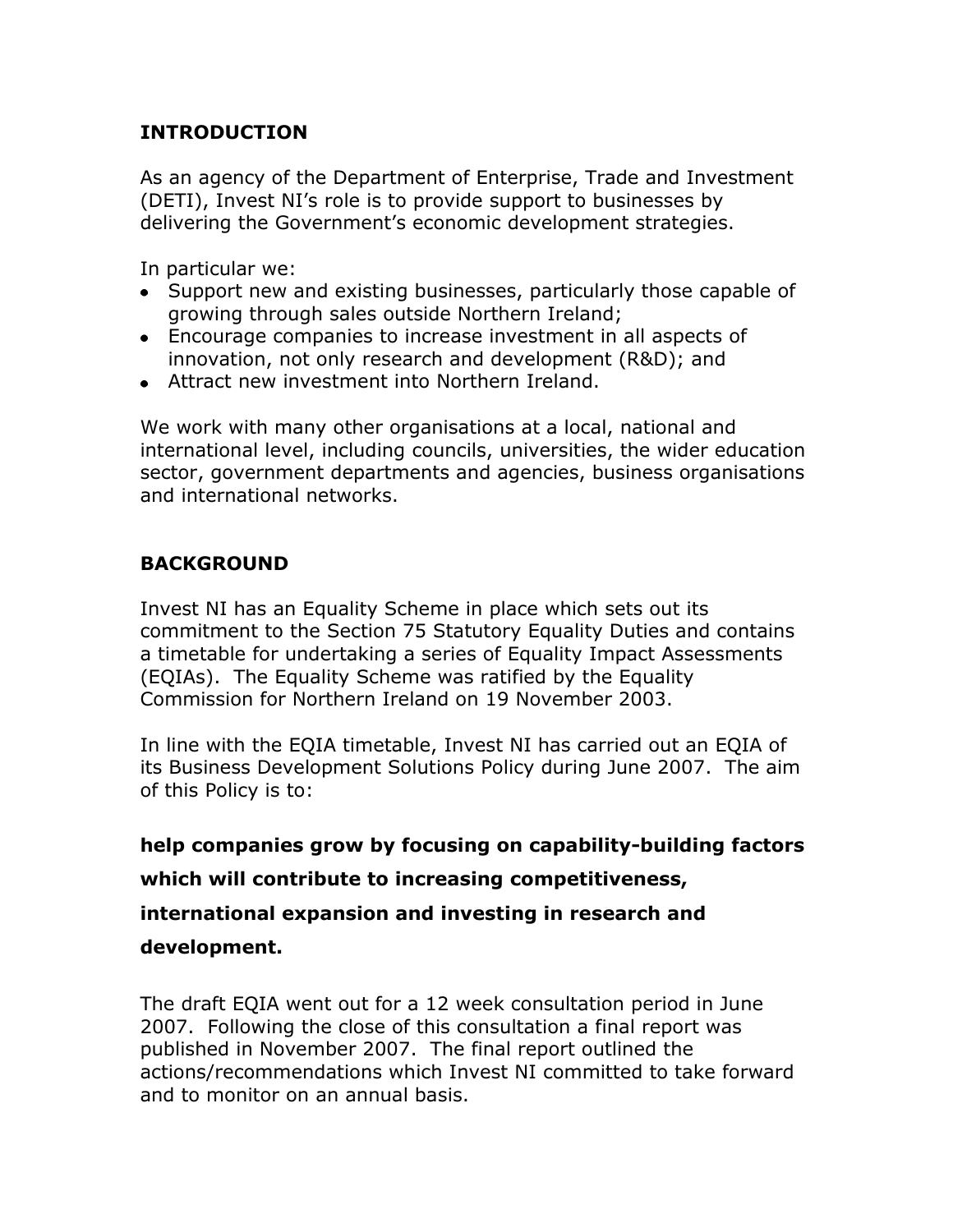## INTRODUCTION

As an agency of the Department of Enterprise, Trade and Investment (DETI), Invest NI's role is to provide support to businesses by delivering the Government's economic development strategies.

In particular we:

- Support new and existing businesses, particularly those capable of growing through sales outside Northern Ireland;
- Encourage companies to increase investment in all aspects of innovation, not only research and development (R&D); and
- Attract new investment into Northern Ireland.

We work with many other organisations at a local, national and international level, including councils, universities, the wider education sector, government departments and agencies, business organisations and international networks.

## BACKGROUND

Invest NI has an Equality Scheme in place which sets out its commitment to the Section 75 Statutory Equality Duties and contains a timetable for undertaking a series of Equality Impact Assessments (EQIAs). The Equality Scheme was ratified by the Equality Commission for Northern Ireland on 19 November 2003.

In line with the EQIA timetable, Invest NI has carried out an EQIA of its Business Development Solutions Policy during June 2007. The aim of this Policy is to:

**help companies grow by focusing on capability-building factors which will contribute to increasing competitiveness, international expansion and investing in research and development.**

The draft EQIA went out for a 12 week consultation period in June 2007. Following the close of this consultation a final report was published in November 2007. The final report outlined the actions/recommendations which Invest NI committed to take forward and to monitor on an annual basis.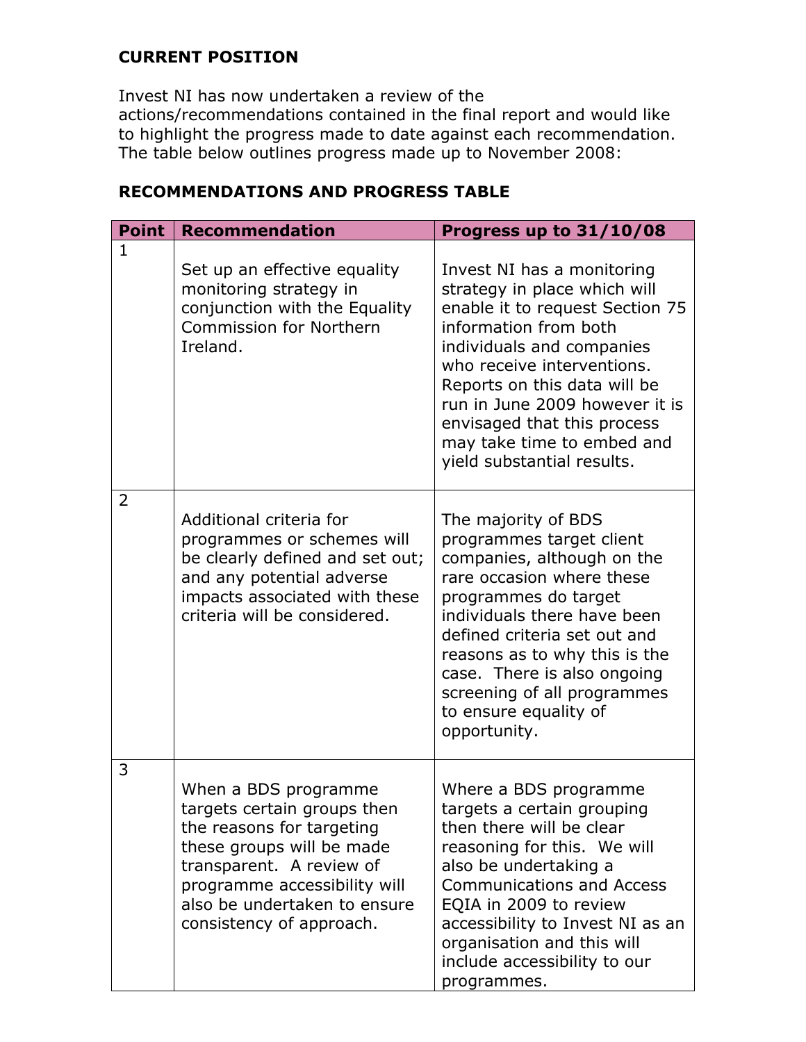**CURRENT POSITION**

Invest NI has now undertaken a review of the actions/recommendations contained in the final report and would like to highlight the progress made to date against each recommendation. The table below outlines progress made up to November 2008:

**RECOMMENDATIONS AND PROGRESS TABLE**

| Point | Recommendation | Progress up to 31/10/08 |
|---|---|---|
| 1 | Set up an effective equality monitoring strategy in conjunction with the Equality Commission for Northern Ireland. | Invest NI has a monitoring strategy in place which will enable it to request Section 75 information from both individuals and companies who receive interventions. Reports on this data will be run in June 2009 however it is envisaged that this process may take time to embed and yield substantial results. |
| 2 | Additional criteria for programmes or schemes will be clearly defined and set out; and any potential adverse impacts associated with these criteria will be considered. | The majority of BDS programmes target client companies, although on the rare occasion where these programmes do target individuals there have been defined criteria set out and reasons as to why this is the case. There is also ongoing screening of all programmes to ensure equality of opportunity. |
| 3 | When a BDS programme targets certain groups then the reasons for targeting these groups will be made transparent. A review of programme accessibility will also be undertaken to ensure consistency of approach. | Where a BDS programme targets a certain grouping then there will be clear reasoning for this. We will also be undertaking a Communications and Access EQIA in 2009 to review accessibility to Invest NI as an organisation and this will include accessibility to our programmes. |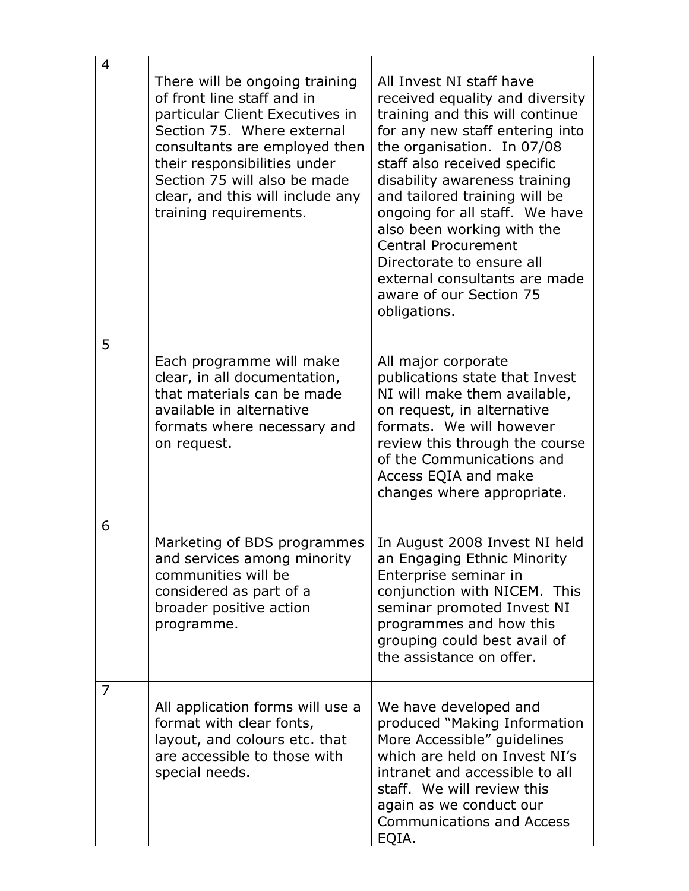| | | |
|---|---|---|
| 4 | There will be ongoing training of front line staff and in particular Client Executives in Section 75. Where external consultants are employed then their responsibilities under Section 75 will also be made clear, and this will include any training requirements. | All Invest NI staff have received equality and diversity training and this will continue for any new staff entering into the organisation. In 07/08 staff also received specific disability awareness training and tailored training will be ongoing for all staff. We have also been working with the Central Procurement Directorate to ensure all external consultants are made aware of our Section 75 obligations. |
| 5 | Each programme will make clear, in all documentation, that materials can be made available in alternative formats where necessary and on request. | All major corporate publications state that Invest NI will make them available, on request, in alternative formats. We will however review this through the course of the Communications and Access EQIA and make changes where appropriate. |
| 6 | Marketing of BDS programmes and services among minority communities will be considered as part of a broader positive action programme. | In August 2008 Invest NI held an Engaging Ethnic Minority Enterprise seminar in conjunction with NICEM. This seminar promoted Invest NI programmes and how this grouping could best avail of the assistance on offer. |
| 7 | All application forms will use a format with clear fonts, layout, and colours etc. that are accessible to those with special needs. | We have developed and produced "Making Information More Accessible" guidelines which are held on Invest NI's intranet and accessible to all staff. We will review this again as we conduct our Communications and Access EQIA. |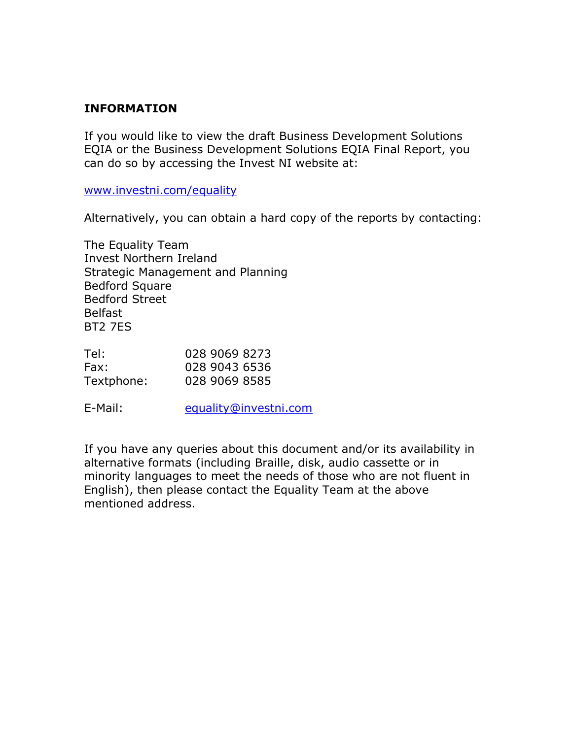## INFORMATION

If you would like to view the draft Business Development Solutions EQIA or the Business Development Solutions EQIA Final Report, you can do so by accessing the Invest NI website at:

[www.investni.com/equality](www.investni.com/equality)

Alternatively, you can obtain a hard copy of the reports by contacting:

The Equality Team
Invest Northern Ireland
Strategic Management and Planning
Bedford Square
Bedford Street
Belfast
BT2 7ES

| | |
|---|---|
| Tel: | 028 9069 8273 |
| Fax: | 028 9043 6536 |
| Textphone: | 028 9069 8585 |

E-Mail: [equality@investni.com](mailto:equality@investni.com)

If you have any queries about this document and/or its availability in alternative formats (including Braille, disk, audio cassette or in minority languages to meet the needs of those who are not fluent in English), then please contact the Equality Team at the above mentioned address.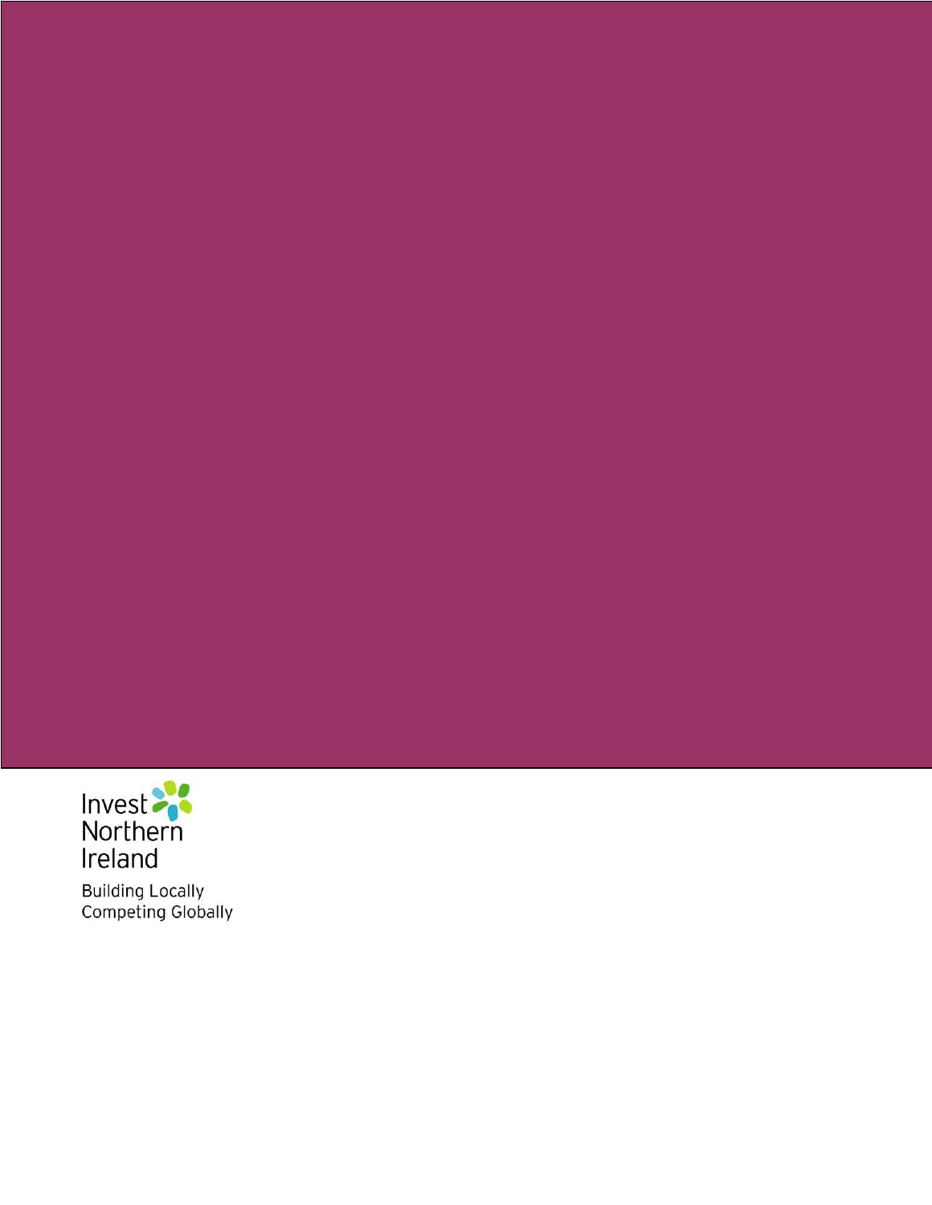Invest Northern Ireland

Building Locally
Competing Globally